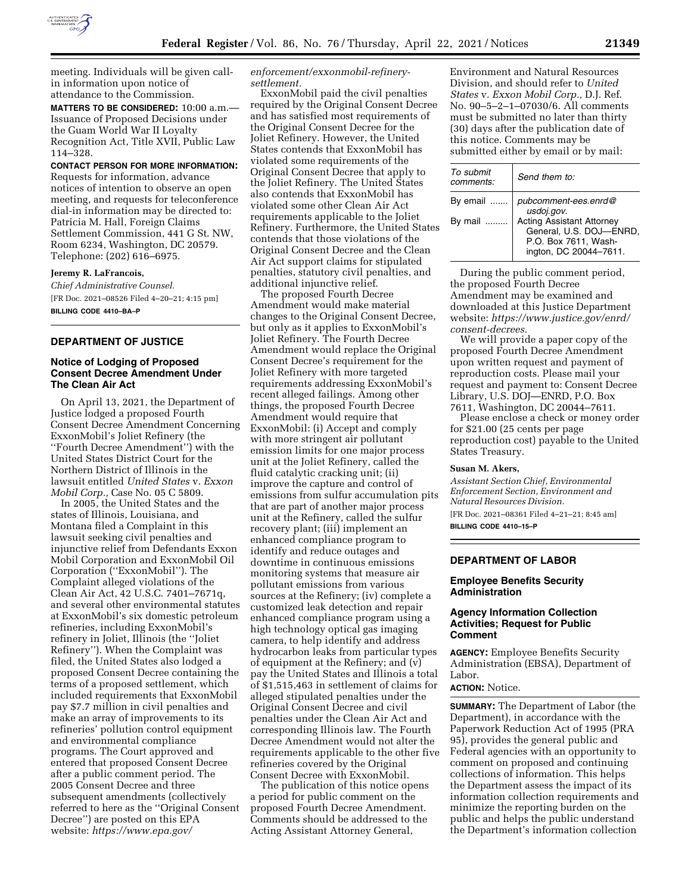meeting. Individuals will be given call-in information upon notice of attendance to the Commission.

**MATTERS TO BE CONSIDERED:** 10:00 a.m.—Issuance of Proposed Decisions under the Guam World War II Loyalty Recognition Act, Title XVII, Public Law 114–328.

**CONTACT PERSON FOR MORE INFORMATION:** Requests for information, advance notices of intention to observe an open meeting, and requests for teleconference dial-in information may be directed to: Patricia M. Hall, Foreign Claims Settlement Commission, 441 G St. NW, Room 6234, Washington, DC 20579. Telephone: (202) 616–6975.

**Jeremy R. LaFrancois,**

*Chief Administrative Counsel.*

[FR Doc. 2021–08526 Filed 4–20–21; 4:15 pm]

**BILLING CODE 4410–BA–P**

---

## DEPARTMENT OF JUSTICE

### Notice of Lodging of Proposed Consent Decree Amendment Under The Clean Air Act

On April 13, 2021, the Department of Justice lodged a proposed Fourth Consent Decree Amendment Concerning ExxonMobil's Joliet Refinery (the ''Fourth Decree Amendment'') with the United States District Court for the Northern District of Illinois in the lawsuit entitled *United States* v. *Exxon Mobil Corp.,* Case No. 05 C 5809.

In 2005, the United States and the states of Illinois, Louisiana, and Montana filed a Complaint in this lawsuit seeking civil penalties and injunctive relief from Defendants Exxon Mobil Corporation and ExxonMobil Oil Corporation (''ExxonMobil''). The Complaint alleged violations of the Clean Air Act, 42 U.S.C. 7401–7671q, and several other environmental statutes at ExxonMobil's six domestic petroleum refineries, including ExxonMobil's refinery in Joliet, Illinois (the ''Joliet Refinery''). When the Complaint was filed, the United States also lodged a proposed Consent Decree containing the terms of a proposed settlement, which included requirements that ExxonMobil pay $7.7 million in civil penalties and make an array of improvements to its refineries' pollution control equipment and environmental compliance programs. The Court approved and entered that proposed Consent Decree after a public comment period. The 2005 Consent Decree and three subsequent amendments (collectively referred to here as the ''Original Consent Decree'') are posted on this EPA website: *https://www.epa.gov/enforcement/exxonmobil-refinery-settlement.*

ExxonMobil paid the civil penalties required by the Original Consent Decree and has satisfied most requirements of the Original Consent Decree for the Joliet Refinery. However, the United States contends that ExxonMobil has violated some requirements of the Original Consent Decree that apply to the Joliet Refinery. The United States also contends that ExxonMobil has violated some other Clean Air Act requirements applicable to the Joliet Refinery. Furthermore, the United States contends that those violations of the Original Consent Decree and the Clean Air Act support claims for stipulated penalties, statutory civil penalties, and additional injunctive relief.

The proposed Fourth Decree Amendment would make material changes to the Original Consent Decree, but only as it applies to ExxonMobil's Joliet Refinery. The Fourth Decree Amendment would replace the Original Consent Decree's requirement for the Joliet Refinery with more targeted requirements addressing ExxonMobil's recent alleged failings. Among other things, the proposed Fourth Decree Amendment would require that ExxonMobil: (i) Accept and comply with more stringent air pollutant emission limits for one major process unit at the Joliet Refinery, called the fluid catalytic cracking unit; (ii) improve the capture and control of emissions from sulfur accumulation pits that are part of another major process unit at the Refinery, called the sulfur recovery plant; (iii) implement an enhanced compliance program to identify and reduce outages and downtime in continuous emissions monitoring systems that measure air pollutant emissions from various sources at the Refinery; (iv) complete a customized leak detection and repair enhanced compliance program using a high technology optical gas imaging camera, to help identify and address hydrocarbon leaks from particular types of equipment at the Refinery; and (v) pay the United States and Illinois a total of $1,515,463 in settlement of claims for alleged stipulated penalties under the Original Consent Decree and civil penalties under the Clean Air Act and corresponding Illinois law. The Fourth Decree Amendment would not alter the requirements applicable to the other five refineries covered by the Original Consent Decree with ExxonMobil.

The publication of this notice opens a period for public comment on the proposed Fourth Decree Amendment. Comments should be addressed to the Acting Assistant Attorney General, Environment and Natural Resources Division, and should refer to *United States* v. *Exxon Mobil Corp.,* D.J. Ref. No. 90–5–2–1–07030/6. All comments must be submitted no later than thirty (30) days after the publication date of this notice. Comments may be submitted either by email or by mail:

| *To submit comments:* | *Send them to:* |
|---|---|
| By email ....... | *pubcomment-ees.enrd@usdoj.gov.* |
| By mail ......... | Acting Assistant Attorney General, U.S. DOJ—ENRD, P.O. Box 7611, Washington, DC 20044–7611. |

During the public comment period, the proposed Fourth Decree Amendment may be examined and downloaded at this Justice Department website: *https://www.justice.gov/enrd/consent-decrees.*

We will provide a paper copy of the proposed Fourth Decree Amendment upon written request and payment of reproduction costs. Please mail your request and payment to: Consent Decree Library, U.S. DOJ—ENRD, P.O. Box 7611, Washington, DC 20044–7611.

Please enclose a check or money order for $21.00 (25 cents per page reproduction cost) payable to the United States Treasury.

**Susan M. Akers,**

*Assistant Section Chief, Environmental Enforcement Section, Environment and Natural Resources Division.*

[FR Doc. 2021–08361 Filed 4–21–21; 8:45 am]

**BILLING CODE 4410–15–P**

---

## DEPARTMENT OF LABOR

### Employee Benefits Security Administration

### Agency Information Collection Activities; Request for Public Comment

**AGENCY:** Employee Benefits Security Administration (EBSA), Department of Labor.

**ACTION:** Notice.

**SUMMARY:** The Department of Labor (the Department), in accordance with the Paperwork Reduction Act of 1995 (PRA 95), provides the general public and Federal agencies with an opportunity to comment on proposed and continuing collections of information. This helps the Department assess the impact of its information collection requirements and minimize the reporting burden on the public and helps the public understand the Department's information collection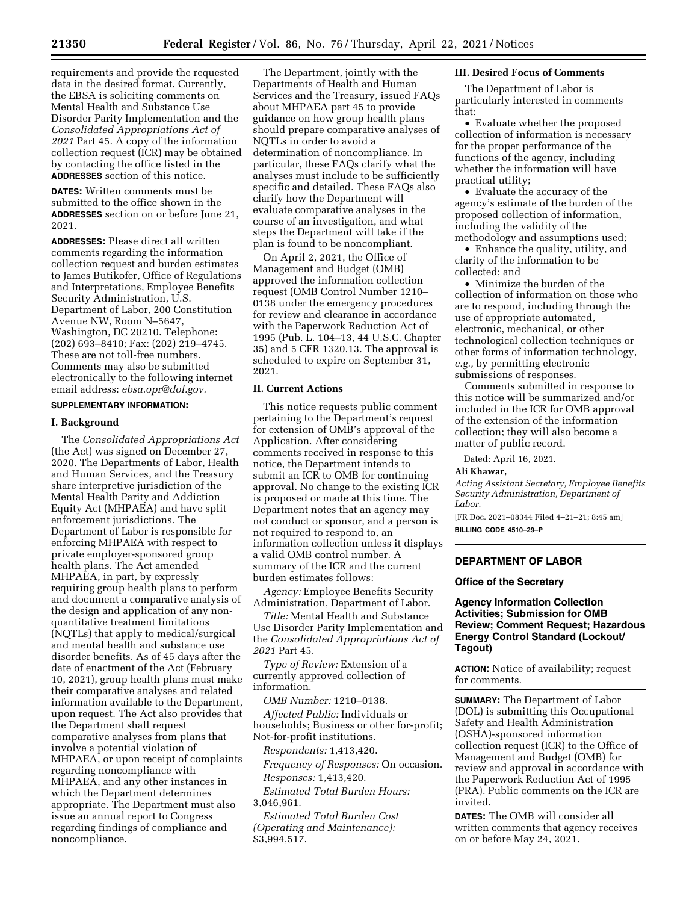requirements and provide the requested data in the desired format. Currently, the EBSA is soliciting comments on Mental Health and Substance Use Disorder Parity Implementation and the *Consolidated Appropriations Act of 2021* Part 45. A copy of the information collection request (ICR) may be obtained by contacting the office listed in the **ADDRESSES** section of this notice.

**DATES:** Written comments must be submitted to the office shown in the **ADDRESSES** section on or before June 21, 2021.

**ADDRESSES:** Please direct all written comments regarding the information collection request and burden estimates to James Butikofer, Office of Regulations and Interpretations, Employee Benefits Security Administration, U.S. Department of Labor, 200 Constitution Avenue NW, Room N–5647, Washington, DC 20210. Telephone: (202) 693–8410; Fax: (202) 219–4745. These are not toll-free numbers. Comments may also be submitted electronically to the following internet email address: *ebsa.opr@dol.gov.*

**SUPPLEMENTARY INFORMATION:**

**I. Background**

The *Consolidated Appropriations Act* (the Act) was signed on December 27, 2020. The Departments of Labor, Health and Human Services, and the Treasury share interpretive jurisdiction of the Mental Health Parity and Addiction Equity Act (MHPAEA) and have split enforcement jurisdictions. The Department of Labor is responsible for enforcing MHPAEA with respect to private employer-sponsored group health plans. The Act amended MHPAEA, in part, by expressly requiring group health plans to perform and document a comparative analysis of the design and application of any non-quantitative treatment limitations (NQTLs) that apply to medical/surgical and mental health and substance use disorder benefits. As of 45 days after the date of enactment of the Act (February 10, 2021), group health plans must make their comparative analyses and related information available to the Department, upon request. The Act also provides that the Department shall request comparative analyses from plans that involve a potential violation of MHPAEA, or upon receipt of complaints regarding noncompliance with MHPAEA, and any other instances in which the Department determines appropriate. The Department must also issue an annual report to Congress regarding findings of compliance and noncompliance.

The Department, jointly with the Departments of Health and Human Services and the Treasury, issued FAQs about MHPAEA part 45 to provide guidance on how group health plans should prepare comparative analyses of NQTLs in order to avoid a determination of noncompliance. In particular, these FAQs clarify what the analyses must include to be sufficiently specific and detailed. These FAQs also clarify how the Department will evaluate comparative analyses in the course of an investigation, and what steps the Department will take if the plan is found to be noncompliant.

On April 2, 2021, the Office of Management and Budget (OMB) approved the information collection request (OMB Control Number 1210–0138 under the emergency procedures for review and clearance in accordance with the Paperwork Reduction Act of 1995 (Pub. L. 104–13, 44 U.S.C. Chapter 35) and 5 CFR 1320.13. The approval is scheduled to expire on September 31, 2021.

**II. Current Actions**

This notice requests public comment pertaining to the Department's request for extension of OMB's approval of the Application. After considering comments received in response to this notice, the Department intends to submit an ICR to OMB for continuing approval. No change to the existing ICR is proposed or made at this time. The Department notes that an agency may not conduct or sponsor, and a person is not required to respond to, an information collection unless it displays a valid OMB control number. A summary of the ICR and the current burden estimates follows:

*Agency:* Employee Benefits Security Administration, Department of Labor.

*Title:* Mental Health and Substance Use Disorder Parity Implementation and the *Consolidated Appropriations Act of 2021* Part 45.

*Type of Review:* Extension of a currently approved collection of information.

*OMB Number:* 1210–0138.

*Affected Public:* Individuals or households; Business or other for-profit; Not-for-profit institutions.

*Respondents:* 1,413,420.

*Frequency of Responses:* On occasion.

*Responses:* 1,413,420.

*Estimated Total Burden Hours:* 3,046,961.

*Estimated Total Burden Cost (Operating and Maintenance):* $3,994,517.

**III. Desired Focus of Comments**

The Department of Labor is particularly interested in comments that:

- Evaluate whether the proposed collection of information is necessary for the proper performance of the functions of the agency, including whether the information will have practical utility;
- Evaluate the accuracy of the agency's estimate of the burden of the proposed collection of information, including the validity of the methodology and assumptions used;
- Enhance the quality, utility, and clarity of the information to be collected; and
- Minimize the burden of the collection of information on those who are to respond, including through the use of appropriate automated, electronic, mechanical, or other technological collection techniques or other forms of information technology, *e.g.,* by permitting electronic submissions of responses.

Comments submitted in response to this notice will be summarized and/or included in the ICR for OMB approval of the extension of the information collection; they will also become a matter of public record.

Dated: April 16, 2021.

**Ali Khawar,**

*Acting Assistant Secretary, Employee Benefits Security Administration, Department of Labor.*

[FR Doc. 2021–08344 Filed 4–21–21; 8:45 am]

**BILLING CODE 4510–29–P**

---

## DEPARTMENT OF LABOR

### Office of the Secretary

### Agency Information Collection Activities; Submission for OMB Review; Comment Request; Hazardous Energy Control Standard (Lockout/Tagout)

**ACTION:** Notice of availability; request for comments.

**SUMMARY:** The Department of Labor (DOL) is submitting this Occupational Safety and Health Administration (OSHA)-sponsored information collection request (ICR) to the Office of Management and Budget (OMB) for review and approval in accordance with the Paperwork Reduction Act of 1995 (PRA). Public comments on the ICR are invited.

**DATES:** The OMB will consider all written comments that agency receives on or before May 24, 2021.